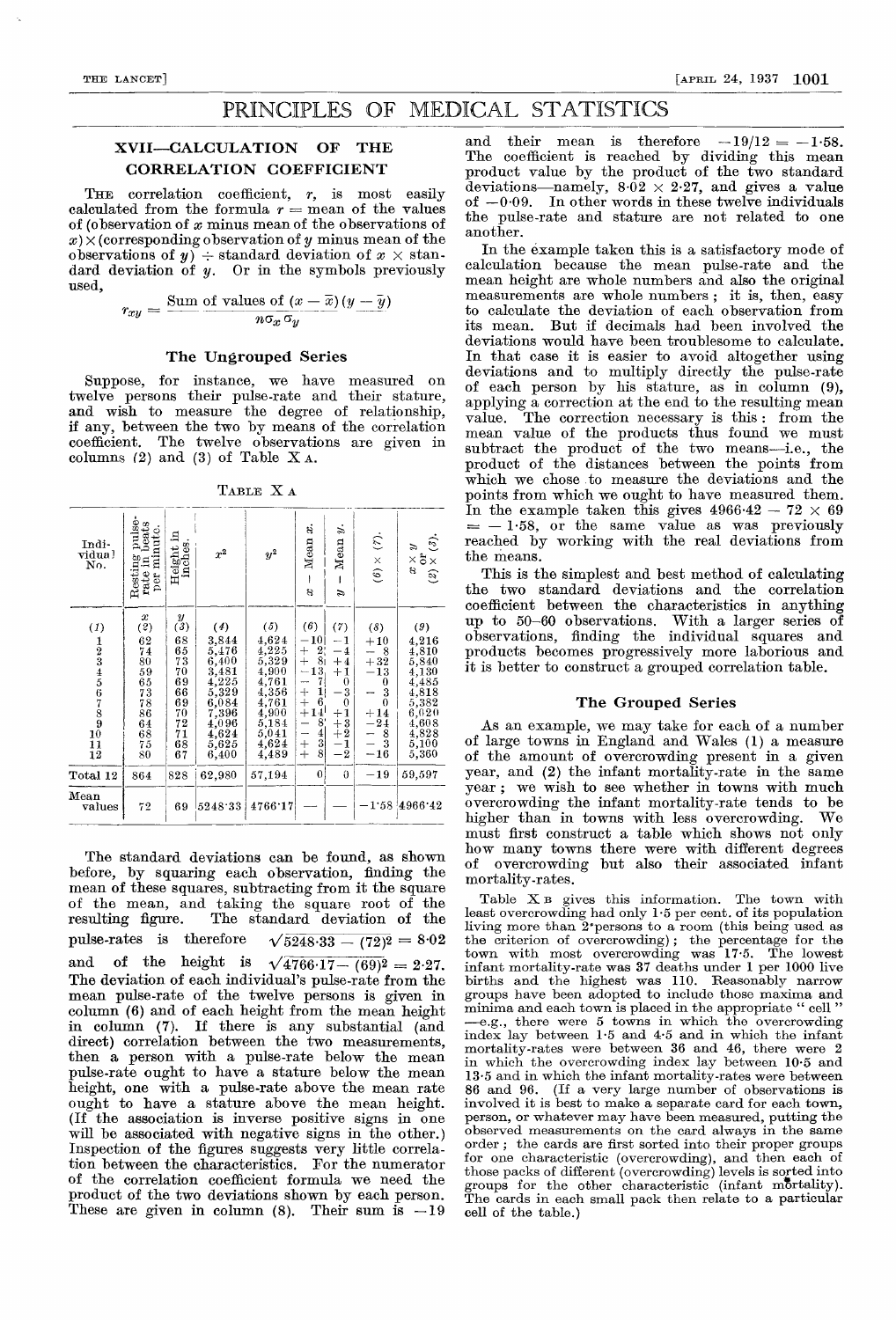# PRINCIPLES OF MEDICAL STATISTICS

## XVII—CALCULATION OF THE CORRELATION COEFFICIENT

The correlation coefficient, $r$, is most easily calculated from the formula $r$ = mean of the values of (observation of $x$ minus mean of the observations of $x$) × (corresponding observation of $y$ minus mean of the observations of $y$) ÷ standard deviation of $x$ × standard deviation of $y$. Or in the symbols previously used,

$$r_{xy} = \frac{\text{Sum of values of } (x - \bar{x})(y - \bar{y})}{n\sigma_x \sigma_y}$$

### The Ungrouped Series

Suppose, for instance, we have measured on twelve persons their pulse-rate and their stature, and wish to measure the degree of relationship, if any, between the two by means of the correlation coefficient. The twelve observations are given in columns (2) and (3) of Table X A.

TABLE X A

| Individual No. | Resting pulse-rate in beats per minute. $x$ | Height in inches. $y$ | $x^2$ | $y^2$ | $x$ − Mean $x$. | $y$ − Mean $y$. | (6) × (7). | $x \times y$ or (2) × (3). |
|---|---|---|---|---|---|---|---|---|
| (1) | (2) | (3) | (4) | (5) | (6) | (7) | (8) | (9) |
| 1 | 62 | 68 | 3,844 | 4,624 | −10 | −1 | +10 | 4,216 |
| 2 | 74 | 65 | 5,476 | 4,225 | + 2 | −4 | − 8 | 4,810 |
| 3 | 80 | 73 | 6,400 | 5,329 | + 8 | +4 | +32 | 5,840 |
| 4 | 59 | 70 | 3,481 | 4,900 | −13 | +1 | −13 | 4,130 |
| 5 | 65 | 69 | 4,225 | 4,761 | − 7 | 0 | 0 | 4,485 |
| 6 | 73 | 66 | 5,329 | 4,356 | + 1 | −3 | − 3 | 4,818 |
| 7 | 78 | 69 | 6,084 | 4,761 | + 6 | 0 | 0 | 5,382 |
| 8 | 86 | 70 | 7,396 | 4,900 | +14 | +1 | +14 | 6,020 |
| 9 | 64 | 72 | 4,096 | 5,184 | − 8 | +3 | −24 | 4,608 |
| 10 | 68 | 71 | 4,624 | 5,041 | − 4 | +2 | − 8 | 4,828 |
| 11 | 75 | 68 | 5,625 | 4,624 | + 3 | −1 | − 3 | 5,100 |
| 12 | 80 | 67 | 6,400 | 4,489 | + 8 | −2 | −16 | 5,360 |
| Total 12 | 864 | 828 | 62,980 | 57,194 | 0 | 0 | −19 | 59,597 |
| Mean values | 72 | 69 | 5248·33 | 4766·17 | — | — | −1·58 | 4966·42 |

The standard deviations can be found, as shown before, by squaring each observation, finding the mean of these squares, subtracting from it the square of the mean, and taking the square root of the resulting figure. The standard deviation of the pulse-rates is therefore $\sqrt{5248{\cdot}33 - (72)^2} = 8{\cdot}02$ and of the height is $\sqrt{4766{\cdot}17 - (69)^2} = 2{\cdot}27$. The deviation of each individual's pulse-rate from the mean pulse-rate of the twelve persons is given in column (6) and of each height from the mean height in column (7). If there is any substantial (and direct) correlation between the two measurements, then a person with a pulse-rate below the mean pulse-rate ought to have a stature below the mean height, one with a pulse-rate above the mean rate ought to have a stature above the mean height. (If the association is inverse positive signs in one will be associated with negative signs in the other.) Inspection of the figures suggests very little correlation between the characteristics. For the numerator of the correlation coefficient formula we need the product of the two deviations shown by each person. These are given in column (8). Their sum is −19 and their mean is therefore −19/12 = −1·58. The coefficient is reached by dividing this mean product value by the product of the two standard deviations—namely, 8·02 × 2·27, and gives a value of −0·09. In other words in these twelve individuals the pulse-rate and stature are not related to one another.

In the example taken this is a satisfactory mode of calculation because the mean pulse-rate and the mean height are whole numbers and also the original measurements are whole numbers; it is, then, easy to calculate the deviation of each observation from its mean. But if decimals had been involved the deviations would have been troublesome to calculate. In that case it is easier to avoid altogether using deviations and to multiply directly the pulse-rate of each person by his stature, as in column (9), applying a correction at the end to the resulting mean value. The correction necessary is this: from the mean value of the products thus found we must subtract the product of the two means—i.e., the product of the distances between the points from which we chose to measure the deviations and the points from which we ought to have measured them. In the example taken this gives 4966·42 − 72 × 69 = − 1·58, or the same value as was previously reached by working with the real deviations from the means.

This is the simplest and best method of calculating the two standard deviations and the correlation coefficient between the characteristics in anything up to 50–60 observations. With a larger series of observations, finding the individual squares and products becomes progressively more laborious and it is better to construct a grouped correlation table.

### The Grouped Series

As an example, we may take for each of a number of large towns in England and Wales (1) a measure of the amount of overcrowding present in a given year, and (2) the infant mortality-rate in the same year; we wish to see whether in towns with much overcrowding the infant mortality-rate tends to be higher than in towns with less overcrowding. We must first construct a table which shows not only how many towns there were with different degrees of overcrowding but also their associated infant mortality-rates.

Table X B gives this information. The town with least overcrowding had only 1·5 per cent. of its population living more than 2 persons to a room (this being used as the criterion of overcrowding); the percentage for the town with most overcrowding was 17·5. The lowest infant mortality-rate was 37 deaths under 1 per 1000 live births and the highest was 110. Reasonably narrow groups have been adopted to include those maxima and minima and each town is placed in the appropriate "cell" —e.g., there were 5 towns in which the overcrowding index lay between 1·5 and 4·5 and in which the infant mortality-rates were between 36 and 46, there were 2 in which the overcrowding index lay between 10·5 and 13·5 and in which the infant mortality-rates were between 86 and 96. (If a very large number of observations is involved it is best to make a separate card for each town, person, or whatever may have been measured, putting the observed measurements on the card always in the same order; the cards are first sorted into their proper groups for one characteristic (overcrowding), and then each of those packs of different (overcrowding) levels is sorted into groups for the other characteristic (infant mortality). The cards in each small pack then relate to a particular cell of the table.)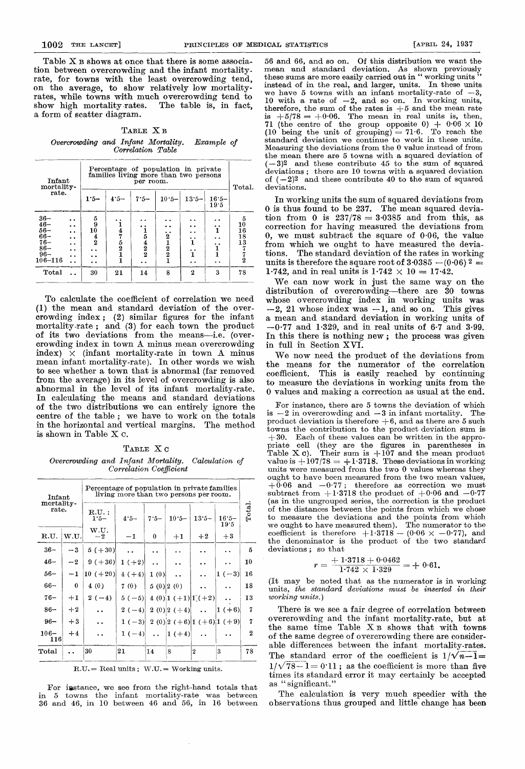Table X B shows at once that there is some association between overcrowding and the infant mortality-rate, for towns with the least overcrowding tend, on the average, to show relatively low mortality-rates, while towns with much overcrowding tend to show high mortality-rates. The table is, in fact, a form of scatter diagram.

TABLE X B

*Overcrowding and Infant Mortality. Example of Correlation Table*

| Infant mortality-rate. | Percentage of population in private families living more than two persons per room. | | | | | | Total. |
|---|---|---|---|---|---|---|---|
| | 1·5– | 4·5– | 7·5– | 10·5– | 13·5– | 16·5–19·5 | |
| 36– .. | 5 | .. | .. | .. | .. | .. | 5 |
| 46– .. | 9 | 1 | .. | .. | .. | .. | 10 |
| 56– .. | 10 | 4 | 1 | .. | .. | 1 | 16 |
| 66– .. | 4 | 7 | 5 | 2 | .. | .. | 18 |
| 76– .. | 2 | 5 | 4 | 1 | 1 | .. | 13 |
| 86– .. | .. | 2 | 2 | 2 | .. | 1 | 7 |
| 96– .. | .. | 1 | 2 | 2 | 1 | 1 | 7 |
| 106–116 .. | .. | 1 | .. | 1 | .. | .. | 2 |
| Total .. | 30 | 21 | 14 | 8 | 2 | 3 | 78 |

To calculate the coefficient of correlation we need (1) the mean and standard deviation of the overcrowding index; (2) similar figures for the infant mortality-rate; and (3) for each town the product of its two deviations from the means—i.e. (overcrowding index in town A minus mean overcrowding index) × (infant mortality-rate in town A minus mean infant mortality-rate). In other words we wish to see whether a town that is abnormal (far removed from the average) in its level of overcrowding is also abnormal in the level of its infant mortality-rate. In calculating the means and standard deviations of the two distributions we can entirely ignore the centre of the table; we have to work on the totals in the horizontal and vertical margins. The method is shown in Table X C.

TABLE X C

*Overcrowding and Infant Mortality. Calculation of Correlation Coefficient*

| Infant mortality-rate. | | Percentage of population in private families living more than two persons per room. | | | | | | Total. |
|---|---|---|---|---|---|---|---|---|
| | | R.U.: 1·5– | 4·5– | 7·5– | 10·5– | 13·5– | 16·5–19·5 | |
| R.U. | W.U. | W.U. −2 | −1 | 0 | +1 | +2 | +3 | |
| 36– | −3 | 5 (+30) | .. | .. | .. | .. | .. | 5 |
| 46– | −2 | 9 (+36) | 1 (+2) | .. | .. | .. | .. | 10 |
| 56– | −1 | 10 (+20) | 4 (+4) | 1 (0) | .. | .. | 1 (−3) | 16 |
| 66– | 0 | 4 (0) | 7 (0) | 5 (0) | 2 (0) | .. | .. | 18 |
| 76– | +1 | 2 (−4) | 5 (−5) | 4 (0) | 1 (+1) | 1 (+2) | .. | 13 |
| 86– | +2 | .. | 2 (−4) | 2 (0) | 2 (+4) | .. | 1 (+6) | 7 |
| 96– | +3 | .. | 1 (−3) | 2 (0) | 2 (+6) | 1 (+6) | 1 (+9) | 7 |
| 106–116 | +4 | .. | 1 (−4) | .. | 1 (+4) | .. | .. | 2 |
| Total | .. | 30 | 21 | 14 | 8 | 2 | 3 | 78 |

R.U. = Real units; W.U. = Working units.

For instance, we see from the right-hand totals that in 5 towns the infant mortality-rate was between 36 and 46, in 10 between 46 and 56, in 16 between 56 and 66, and so on. Of this distribution we want the mean and standard deviation. As shown previously these sums are more easily carried out in "working units" instead of in the real, and larger, units. In these units we have 5 towns with an infant mortality-rate of −3, 10 with a rate of −2, and so on. In working units, therefore, the sum of the rates is +5 and the mean rate is $+5/78 = +0{\cdot}06$. The mean in real units is, then, 71 (the centre of the group opposite 0) + $0{\cdot}06 \times 10$ (10 being the unit of grouping) = 71·6. To reach the standard deviation we continue to work in these units. Measuring the deviations from the 0 value instead of from the mean there are 5 towns with a squared deviation of $(-3)^2$ and these contribute 45 to the sum of squared deviations; there are 10 towns with a squared deviation of $(-2)^2$ and these contribute 40 to the sum of squared deviations.

In working units the sum of squared deviations from 0 is thus found to be 237. The mean squared deviation from 0 is $237/78 = 3{\cdot}0385$ and from this, as correction for having measured the deviations from 0, we must subtract the square of 0·06, the value from which we ought to have measured the deviations. The standard deviation of the rates in working units is therefore the square root of $3{\cdot}0385 - (0{\cdot}06)^2 = 1{\cdot}742$, and in real units is $1{\cdot}742 \times 10 = 17{\cdot}42$.

We can now work in just the same way on the distribution of overcrowding—there are 30 towns whose overcrowding index in working units was −2, 21 whose index was −1, and so on. This gives a mean and standard deviation in working units of −0·77 and 1·329, and in real units of 6·7 and 3·99. In this there is nothing new; the process was given in full in Section XVI.

We now need the product of the deviations from the means for the numerator of the correlation coefficient. This is easily reached by continuing to measure the deviations in working units from the 0 values and making a correction as usual at the end.

For instance, there are 5 towns the deviation of which is −2 in overcrowding and −3 in infant mortality. The product deviation is therefore +6, and as there are 5 such towns the contribution to the product deviation sum is +30. Each of these values can be written in the appropriate cell (they are the figures in parentheses in Table X C). Their sum is +107 and the mean product value is $+107/78 = +1{\cdot}3718$. These deviations in working units were measured from the two 0 values whereas they ought to have been measured from the two mean values, +0·06 and −0·77; therefore as correction we must subtract from +1·3718 the product of +0·06 and −0·77 (as in the ungrouped series, the correction is the product of the distances between the points from which we chose to measure the deviations and the points from which we ought to have measured them). The numerator to the coefficient is therefore $+1{\cdot}3718 - (0{\cdot}06 \times -0{\cdot}77)$, and the denominator is the product of the two standard deviations; so that

$$r = \frac{+1{\cdot}3718 + 0{\cdot}0462}{1{\cdot}742 \times 1{\cdot}329} = +0{\cdot}61.$$

(It may be noted that as the numerator is in working units, *the standard deviations must be inserted in their working units.*)

There is we see a fair degree of correlation between overcrowding and the infant mortality-rate, but at the same time Table X B shows that with towns of the same degree of overcrowding there are considerable differences between the infant mortality-rates. The standard error of the coefficient is $1/\sqrt{n-1} = 1/\sqrt{78-1} = 0{\cdot}11$; as the coefficient is more than five times its standard error it may certainly be accepted as "significant."

The calculation is very much speedier with the observations thus grouped and little change has been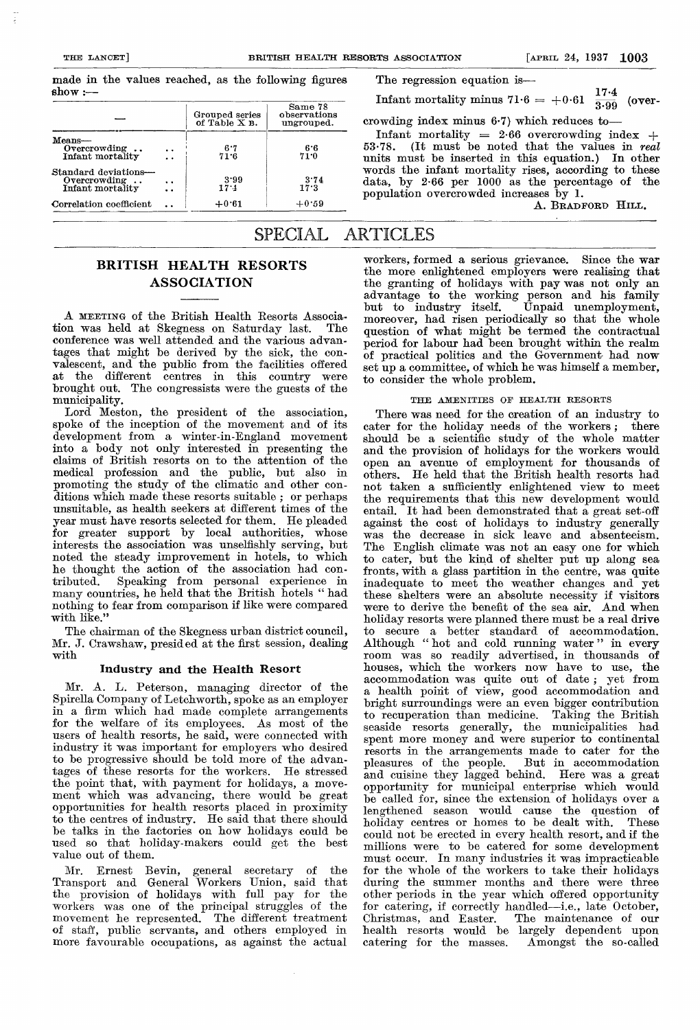made in the values reached, as the following figures show :—

| — | Grouped series of Table X B. | Same 78 observations ungrouped. |
|---|---|---|
| Means— | | |
| Overcrowding .. .. | 6·7 | 6·6 |
| Infant mortality .. | 71·6 | 71·0 |
| Standard deviations— | | |
| Overcrowding .. .. | 3·99 | 3·74 |
| Infant mortality .. | 17·4 | 17·3 |
| Correlation coefficient .. | +0·61 | +0·59 |

The regression equation is—

Infant mortality minus 71·6 = $+0{\cdot}61 \frac{17{\cdot}4}{3{\cdot}99}$ (overcrowding index minus 6·7) which reduces to—

Infant mortality = 2·66 overcrowding index + 53·78. (It must be noted that the values in *real* units must be inserted in this equation.) In other words the infant mortality rises, according to these data, by 2·66 per 1000 as the percentage of the population overcrowded increases by 1.

A. BRADFORD HILL.

# SPECIAL ARTICLES

## BRITISH HEALTH RESORTS ASSOCIATION

A MEETING of the British Health Resorts Association was held at Skegness on Saturday last. The conference was well attended and the various advantages that might be derived by the sick, the convalescent, and the public from the facilities offered at the different centres in this country were brought out. The congressists were the guests of the municipality.

Lord Meston, the president of the association, spoke of the inception of the movement and of its development from a winter-in-England movement into a body not only interested in presenting the claims of British resorts on to the attention of the medical profession and the public, but also in promoting the study of the climatic and other conditions which made these resorts suitable ; or perhaps unsuitable, as health seekers at different times of the year must have resorts selected for them. He pleaded for greater support by local authorities, whose interests the association was unselfishly serving, but noted the steady improvement in hotels, to which he thought the action of the association had contributed. Speaking from personal experience in many countries, he held that the British hotels " had nothing to fear from comparison if like were compared with like."

The chairman of the Skegness urban district council, Mr. J. Crawshaw, presided at the first session, dealing with

### Industry and the Health Resort

Mr. A. L. Peterson, managing director of the Spirella Company of Letchworth, spoke as an employer in a firm which had made complete arrangements for the welfare of its employees. As most of the users of health resorts, he said, were connected with industry it was important for employers who desired to be progressive should be told more of the advantages of these resorts for the workers. He stressed the point that, with payment for holidays, a movement which was advancing, there would be great opportunities for health resorts placed in proximity to the centres of industry. He said that there should be talks in the factories on how holidays could be used so that holiday-makers could get the best value out of them.

Mr. Ernest Bevin, general secretary of the Transport and General Workers Union, said that the provision of holidays with full pay for the workers was one of the principal struggles of the movement he represented. The different treatment of staff, public servants, and others employed in more favourable occupations, as against the actual workers, formed a serious grievance. Since the war the more enlightened employers were realising that the granting of holidays with pay was not only an advantage to the working person and his family but to industry itself. Unpaid unemployment, moreover, had risen periodically so that the whole question of what might be termed the contractual period for labour had been brought within the realm of practical politics and the Government had now set up a committee, of which he was himself a member, to consider the whole problem.

#### THE AMENITIES OF HEALTH RESORTS

There was need for the creation of an industry to cater for the holiday needs of the workers ; there should be a scientific study of the whole matter and the provision of holidays for the workers would open an avenue of employment for thousands of others. He held that the British health resorts had not taken a sufficiently enlightened view to meet the requirements that this new development would entail. It had been demonstrated that a great set-off against the cost of holidays to industry generally was the decrease in sick leave and absenteeism. The English climate was not an easy one for which to cater, but the kind of shelter put up along sea fronts, with a glass partition in the centre, was quite inadequate to meet the weather changes and yet these shelters were an absolute necessity if visitors were to derive the benefit of the sea air. And when holiday resorts were planned there must be a real drive to secure a better standard of accommodation. Although " hot and cold running water " in every room was so readily advertised, in thousands of houses, which the workers now have to use, the accommodation was quite out of date ; yet from a health point of view, good accommodation and bright surroundings were an even bigger contribution to recuperation than medicine. Taking the British seaside resorts generally, the municipalities had spent more money and were superior to continental resorts in the arrangements made to cater for the pleasures of the people. But in accommodation and cuisine they lagged behind. Here was a great opportunity for municipal enterprise which would be called for, since the extension of holidays over a lengthened season would cause the question of holiday centres or homes to be dealt with. These could not be erected in every health resort, and if the millions were to be catered for some development must occur. In many industries it was impracticable for the whole of the workers to take their holidays during the summer months and there were three other periods in the year which offered opportunity for catering, if correctly handled—i.e., late October, Christmas, and Easter. The maintenance of our health resorts would be largely dependent upon catering for the masses. Amongst the so-called